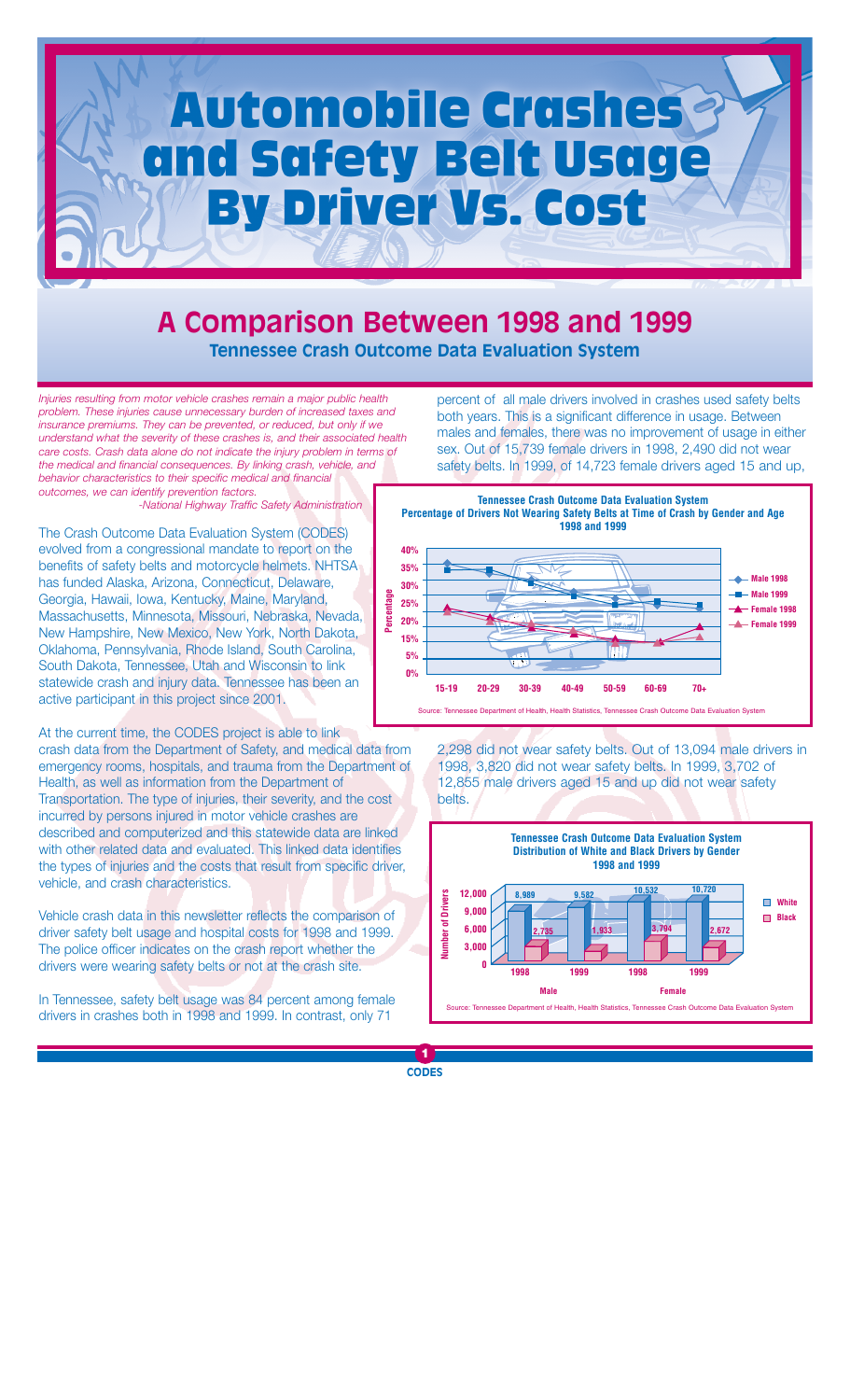# Automobile Crashes and Safety Belt Usage By Driver Vs. Cost

## A Comparison Between 1998 and 1999

### Tennessee Crash Outcome Data Evaluation System

*Injuries resulting from motor vehicle crashes remain a major public health problem. These injuries cause unnecessary burden of increased taxes and insurance premiums. They can be prevented, or reduced, but only if we understand what the severity of these crashes is, and their associated health care costs. Crash data alone do not indicate the injury problem in terms of the medical and financial consequences. By linking crash, vehicle, and behavior characteristics to their specific medical and financial outcomes, we can identify prevention factors.*

*-National Highway Traffic Safety Administration*

The Crash Outcome Data Evaluation System (CODES) evolved from a congressional mandate to report on the benefits of safety belts and motorcycle helmets. NHTSA has funded Alaska, Arizona, Connecticut, Delaware, Georgia, Hawaii, Iowa, Kentucky, Maine, Maryland, Massachusetts, Minnesota, Missouri, Nebraska, Nevada, New Hampshire, New Mexico, New York, North Dakota, Oklahoma, Pennsylvania, Rhode Island, South Carolina, South Dakota, Tennessee, Utah and Wisconsin to link statewide crash and injury data. Tennessee has been an active participant in this project since 2001.

At the current time, the CODES project is able to link crash data from the Department of Safety, and medical data from emergency rooms, hospitals, and trauma from the Department of Health, as well as information from the Department of Transportation. The type of injuries, their severity, and the cost incurred by persons injured in motor vehicle crashes are described and computerized and this statewide data are linked with other related data and evaluated. This linked data identifies the types of injuries and the costs that result from specific driver, vehicle, and crash characteristics.

Vehicle crash data in this newsletter reflects the comparison of driver safety belt usage and hospital costs for 1998 and 1999. The police officer indicates on the crash report whether the drivers were wearing safety belts or not at the crash site.

In Tennessee, safety belt usage was 84 percent among female drivers in crashes both in 1998 and 1999. In contrast, only 71 percent of all male drivers involved in crashes used safety belts both years. This is a significant difference in usage. Between males and females, there was no improvement of usage in either sex. Out of 15,739 female drivers in 1998, 2,490 did not wear safety belts. In 1999, of 14,723 female drivers aged 15 and up, 2,298 did not wear safety belts. Out of 13,094 male drivers in 1998, 3,820 did not wear safety belts. In 1999, 3,702 of 12,855 male drivers aged 15 and up did not wear safety belts.

**Tennessee Crash Outcome Data Evaluation System**
**Percentage of Drivers Not Wearing Safety Belts at Time of Crash by Gender and Age**
**1998 and 1999**

(Line chart: Percentage (0%–40%) by age group 15-19, 20-29, 30-39, 40-49, 50-59, 60-69, 70+; series: Male 1998, Male 1999, Female 1998, Female 1999)

Source: Tennessee Department of Health, Health Statistics, Tennessee Crash Outcome Data Evaluation System

**Tennessee Crash Outcome Data Evaluation System**
**Distribution of White and Black Drivers by Gender**
**1998 and 1999**

| | Male 1998 | Male 1999 | Female 1998 | Female 1999 |
|---|---|---|---|---|
| White | 8,989 | 9,582 | 10,532 | 10,720 |
| Black | 2,735 | 1,933 | 3,794 | 2,672 |

Source: Tennessee Department of Health, Health Statistics, Tennessee Crash Outcome Data Evaluation System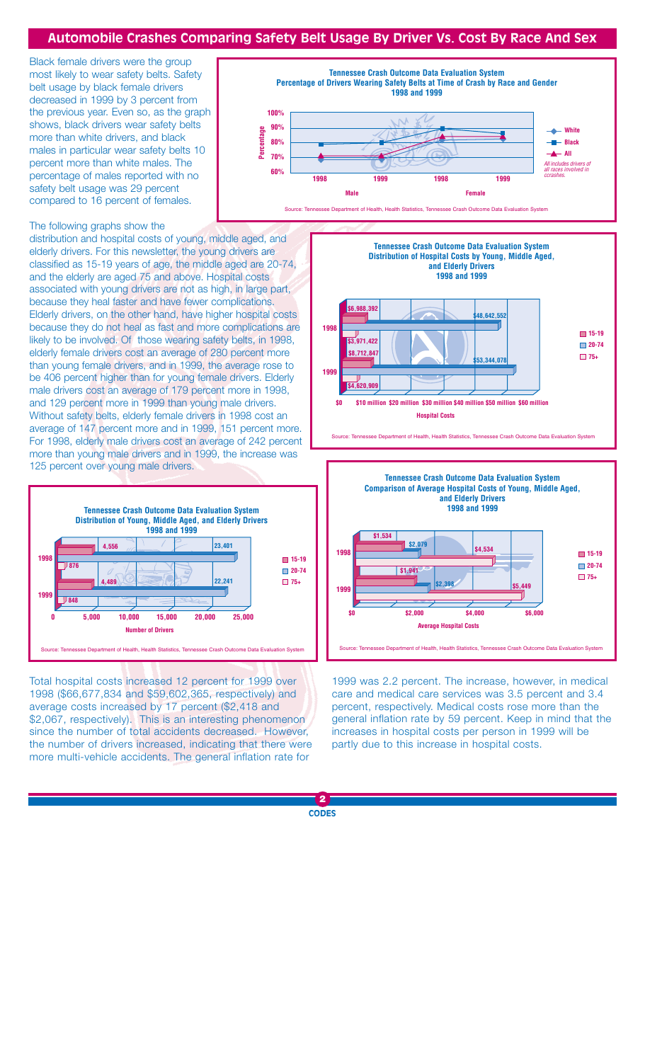## Automobile Crashes Comparing Safety Belt Usage By Driver Vs. Cost By Race And Sex

Black female drivers were the group most likely to wear safety belts. Safety belt usage by black female drivers decreased in 1999 by 3 percent from the previous year. Even so, as the graph shows, black drivers wear safety belts more than white drivers, and black males in particular wear safety belts 10 percent more than white males. The percentage of males reported with no safety belt usage was 29 percent compared to 16 percent of females.

**Tennessee Crash Outcome Data Evaluation System**
**Percentage of Drivers Wearing Safety Belts at Time of Crash by Race and Gender**
**1998 and 1999**

Legend: White, Black, All

*All includes drivers of all races involved in ccrashes.*

Source: Tennessee Department of Health, Health Statistics, Tennessee Crash Outcome Data Evaluation System

The following graphs show the distribution and hospital costs of young, middle aged, and elderly drivers. For this newsletter, the young drivers are classified as 15-19 years of age, the middle aged are 20-74, and the elderly are aged 75 and above. Hospital costs associated with young drivers are not as high, in large part, because they heal faster and have fewer complications. Elderly drivers, on the other hand, have higher hospital costs because they do not heal as fast and more complications are likely to be involved. Of those wearing safety belts, in 1998, elderly female drivers cost an average of 280 percent more than young female drivers, and in 1999, the average rose to be 406 percent higher than for young female drivers. Elderly male drivers cost an average of 179 percent more in 1998, and 129 percent more in 1999 than young male drivers. Without safety belts, elderly female drivers in 1998 cost an average of 147 percent more and in 1999, 151 percent more. For 1998, elderly male drivers cost an average of 242 percent more than young male drivers and in 1999, the increase was 125 percent over young male drivers.

**Tennessee Crash Outcome Data Evaluation System**
**Distribution of Hospital Costs by Young, Middle Aged, and Elderly Drivers**
**1998 and 1999**

| Year | 15-19 | 20-74 | 75+ |
|---|---|---|---|
| 1998 | $6,988,392 | $48,642,552 | $3,971,422 |
| 1999 | $8,712,847 | $53,344,078 | $4,620,909 |

Source: Tennessee Department of Health, Health Statistics, Tennessee Crash Outcome Data Evaluation System

**Tennessee Crash Outcome Data Evaluation System**
**Distribution of Young, Middle Aged, and Elderly Drivers**
**1998 and 1999**

| Year | 15-19 | 20-74 | 75+ |
|---|---|---|---|
| 1998 | 4,556 | 23,401 | 876 |
| 1999 | 4,489 | 22,241 | 848 |

Source: Tennessee Department of Health, Health Statistics, Tennessee Crash Outcome Data Evaluation System

**Tennessee Crash Outcome Data Evaluation System**
**Comparison of Average Hospital Costs of Young, Middle Aged, and Elderly Drivers**
**1998 and 1999**

| Year | 15-19 | 20-74 | 75+ |
|---|---|---|---|
| 1998 | $1,534 | $2,079 | $4,534 |
| 1999 | $1,941 | $2,398 | $5,449 |

Source: Tennessee Department of Health, Health Statistics, Tennessee Crash Outcome Data Evaluation System

Total hospital costs increased 12 percent for 1999 over 1998 ($66,677,834 and $59,602,365, respectively) and average costs increased by 17 percent ($2,418 and $2,067, respectively). This is an interesting phenomenon since the number of total accidents decreased. However, the number of drivers increased, indicating that there were more multi-vehicle accidents. The general inflation rate for 1999 was 2.2 percent. The increase, however, in medical care and medical care services was 3.5 percent and 3.4 percent, respectively. Medical costs rose more than the general inflation rate by 59 percent. Keep in mind that the increases in hospital costs per person in 1999 will be partly due to this increase in hospital costs.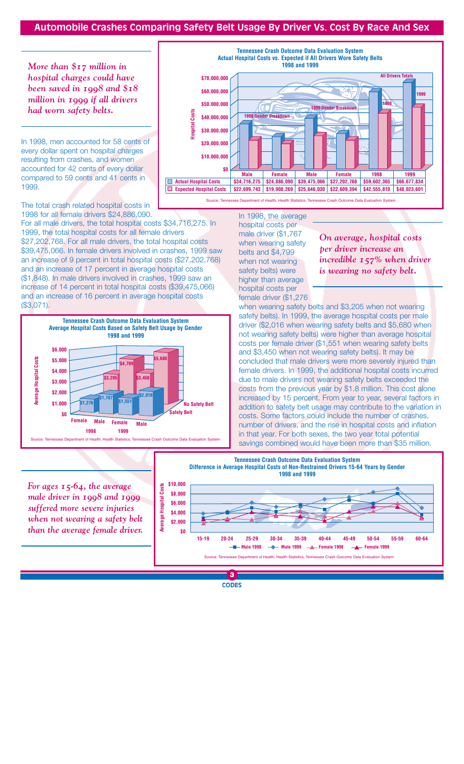# Automobile Crashes Comparing Safety Belt Usage By Driver Vs. Cost By Race And Sex

*More than $17 million in hospital charges could have been saved in 1998 and $18 million in 1999 if all drivers had worn safety belts.*

In 1998, men accounted for 58 cents of every dollar spent on hospital charges resulting from crashes, and women accounted for 42 cents of every dollar compared to 59 cents and 41 cents in 1999.

**Tennessee Crash Outcome Data Evaluation System**
**Actual Hospital Costs vs. Expected if All Drivers Wore Safety Belts**
**1998 and 1999**

| | 1998 Gender Breakdown | | 1999 Gender Breakdown | | All Drivers Totals | |
|---|---|---|---|---|---|---|
| | Male | Female | Male | Female | 1998 | 1999 |
| Actual Hospital Costs | $34,716,275 | $24,886,090 | $39,475,066 | $27,202,768 | $59,602,365 | $66,677,834 |
| Expected Hospital Costs | $22,699,743 | $19,908,269 | $25,646,030 | $22,609,394 | $42,555,810 | $48,023,601 |

Source: Tennessee Department of Health, Health Statistics, Tennessee Crash Outcome Data Evaluation System

The total crash related hospital costs in 1998 for all female drivers $24,886,090. For all male drivers, the total hospital costs $34,716,275. In 1999, the total hospital costs for all female drivers $27,202,768. For all male drivers, the total hospital costs $39,475,066. In female drivers involved in crashes, 1999 saw an increase of 9 percent in total hospital costs ($27,202,768) and an increase of 17 percent in average hospital costs ($1,848). In male drivers involved in crashes, 1999 saw an increase of 14 percent in total hospital costs ($39,475,066) and an increase of 16 percent in average hospital costs ($3,071).

**Tennessee Crash Outcome Data Evaluation System**
**Average Hospital Costs Based on Safety Belt Usage by Gender**
**1998 and 1999**

| | 1998 Female | 1998 Male | 1999 Female | 1999 Male |
|---|---|---|---|---|
| Safety Belt | $1,276 | $1,767 | $1,551 | $2,016 |
| No Safety Belt | $3,205 | $4,799 | $3,450 | $5,680 |

Source: Tennessee Department of Health, Health Statistics, Tennessee Crash Outcome Data Evaluation System

*On average, hospital costs per driver increase an incredible 157% when driver is wearing no safety belt.*

In 1998, the average hospital costs per male driver ($1,767 when wearing safety belts and $4,799 when not wearing safety belts) were higher than average hospital costs per female driver ($1,276 when wearing safety belts and $3,205 when not wearing safety belts). In 1999, the average hospital costs per male driver ($2,016 when wearing safety belts and $5,680 when not wearing safety belts) were higher than average hospital costs per female driver ($1,551 when wearing safety belts and $3,450 when not wearing safety belts). It may be concluded that male drivers were more severely injured than female drivers. In 1999, the additional hospital costs incurred due to male drivers not wearing safety belts exceeded the costs from the previous year by $1.8 million. This cost alone increased by 15 percent. From year to year, several factors in addition to safety belt usage may contribute to the variation in costs. Some factors could include the number of crashes, number of drivers, and the rise in hospital costs and inflation in that year. For both sexes, the two year total potential savings combined would have been more than $35 million.

*For ages 15-64, the average male driver in 1998 and 1999 suffered more severe injuries when not wearing a safety belt than the average female driver.*

**Tennessee Crash Outcome Data Evaluation System**
**Difference in Average Hospital Costs of Non-Restrained Drivers 15-64 Years by Gender**
**1998 and 1999**

Source: Tennessee Department of Health, Health Statistics, Tennessee Crash Outcome Data Evaluation System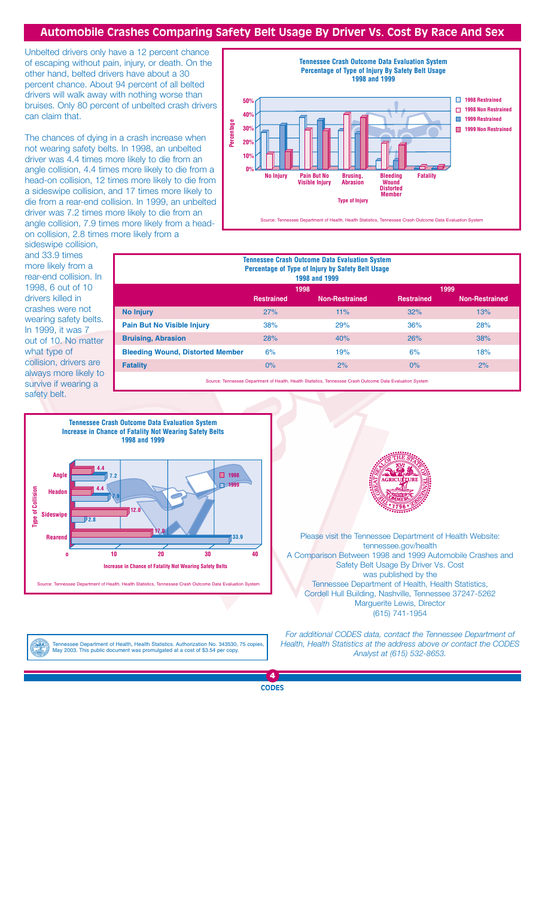## Automobile Crashes Comparing Safety Belt Usage By Driver Vs. Cost By Race And Sex

Unbelted drivers only have a 12 percent chance of escaping without pain, injury, or death. On the other hand, belted drivers have about a 30 percent chance. About 94 percent of all belted drivers will walk away with nothing worse than bruises. Only 80 percent of unbelted crash drivers can claim that.

The chances of dying in a crash increase when not wearing safety belts. In 1998, an unbelted driver was 4.4 times more likely to die from an angle collision, 4.4 times more likely to die from a head-on collision, 12 times more likely to die from a sideswipe collision, and 17 times more likely to die from a rear-end collision. In 1999, an unbelted driver was 7.2 times more likely to die from an angle collision, 7.9 times more likely from a head-on collision, 2.8 times more likely from a sideswipe collision, and 33.9 times more likely from a rear-end collision. In 1998, 6 out of 10 drivers killed in crashes were not wearing safety belts. In 1999, it was 7 out of 10. No matter what type of collision, drivers are always more likely to survive if wearing a safety belt.

**Tennessee Crash Outcome Data Evaluation System**
**Percentage of Type of Injury By Safety Belt Usage**
**1998 and 1999**

Percentage

50%
40%
30%
20%
10%
0%

No Injury
Pain But No Visible Injury
Brusing, Abrasion
Bleeding Wound Distorted Member
Fatality

Type of Injury

1998 Restrained
1998 Non Restrained
1999 Restrained
1999 Non Restrained

Source: Tennessee Department of Health, Health Statistics, Tennessee Crash Outcome Data Evaluation System

**Tennessee Crash Outcome Data Evaluation System**
**Percentage of Type of Injury by Safety Belt Usage**
**1998 and 1999**

| | 1998 | | 1999 | |
|---|---|---|---|---|
| | **Restrained** | **Non-Restrained** | **Restrained** | **Non-Restrained** |
| **No Injury** | 27% | 11% | 32% | 13% |
| **Pain But No Visible Injury** | 38% | 29% | 36% | 28% |
| **Bruising, Abrasion** | 28% | 40% | 26% | 38% |
| **Bleeding Wound, Distorted Member** | 6% | 19% | 6% | 18% |
| **Fatality** | 0% | 2% | 0% | 2% |

Source: Tennessee Department of Health, Health Statistics, Tennessee Crash Outcome Data Evaluation System

**Tennessee Crash Outcome Data Evaluation System**
**Increase in Chance of Fatality Not Wearing Safety Belts**
**1998 and 1999**

Type of Collision

Angle 4.4 7.2
Headon 4.4 7.9
Sideswipe 12.0 2.8
Rearend 17.0 33.9

0 10 20 30 40

Increase in Chance of Fatality Not Wearing Safety Belts

1998
1999

Source: Tennessee Department of Health, Health Statistics, Tennessee Crash Outcome Data Evaluation System

Please visit the Tennessee Department of Health Website:
tennessee.gov/health
A Comparison Between 1998 and 1999 Automobile Crashes and Safety Belt Usage By Driver Vs. Cost
was published by the
Tennessee Department of Health, Health Statistics,
Cordell Hull Building, Nashville, Tennessee 37247-5262
Marguerite Lewis, Director
(615) 741-1954

*For additional CODES data, contact the Tennessee Department of Health, Health Statistics at the address above or contact the CODES Analyst at (615) 532-8653.*

Tennessee Department of Health, Health Statistics. Authorization No. 343530, 75 copies, May 2003. This public document was promulgated at a cost of $3.54 per copy.